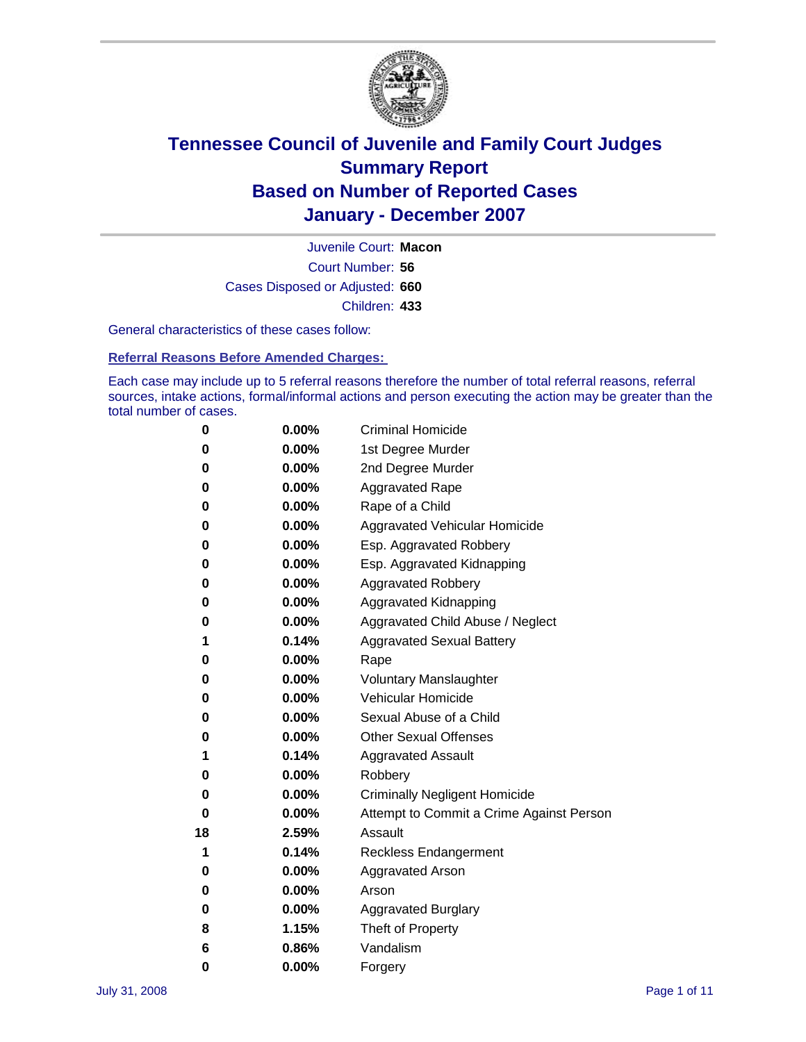# Tennessee Council of Juvenile and Family Court Judges
# Summary Report
# Based on Number of Reported Cases
# January - December 2007

Juvenile Court: **Macon**
Court Number: **56**
Cases Disposed or Adjusted: **660**
Children: **433**

General characteristics of these cases follow:

## Referral Reasons Before Amended Charges:

Each case may include up to 5 referral reasons therefore the number of total referral reasons, referral sources, intake actions, formal/informal actions and person executing the action may be greater than the total number of cases.

| Count | Percent | Referral Reason |
|---|---|---|
| 0 | 0.00% | Criminal Homicide |
| 0 | 0.00% | 1st Degree Murder |
| 0 | 0.00% | 2nd Degree Murder |
| 0 | 0.00% | Aggravated Rape |
| 0 | 0.00% | Rape of a Child |
| 0 | 0.00% | Aggravated Vehicular Homicide |
| 0 | 0.00% | Esp. Aggravated Robbery |
| 0 | 0.00% | Esp. Aggravated Kidnapping |
| 0 | 0.00% | Aggravated Robbery |
| 0 | 0.00% | Aggravated Kidnapping |
| 0 | 0.00% | Aggravated Child Abuse / Neglect |
| 1 | 0.14% | Aggravated Sexual Battery |
| 0 | 0.00% | Rape |
| 0 | 0.00% | Voluntary Manslaughter |
| 0 | 0.00% | Vehicular Homicide |
| 0 | 0.00% | Sexual Abuse of a Child |
| 0 | 0.00% | Other Sexual Offenses |
| 1 | 0.14% | Aggravated Assault |
| 0 | 0.00% | Robbery |
| 0 | 0.00% | Criminally Negligent Homicide |
| 0 | 0.00% | Attempt to Commit a Crime Against Person |
| 18 | 2.59% | Assault |
| 1 | 0.14% | Reckless Endangerment |
| 0 | 0.00% | Aggravated Arson |
| 0 | 0.00% | Arson |
| 0 | 0.00% | Aggravated Burglary |
| 8 | 1.15% | Theft of Property |
| 6 | 0.86% | Vandalism |
| 0 | 0.00% | Forgery |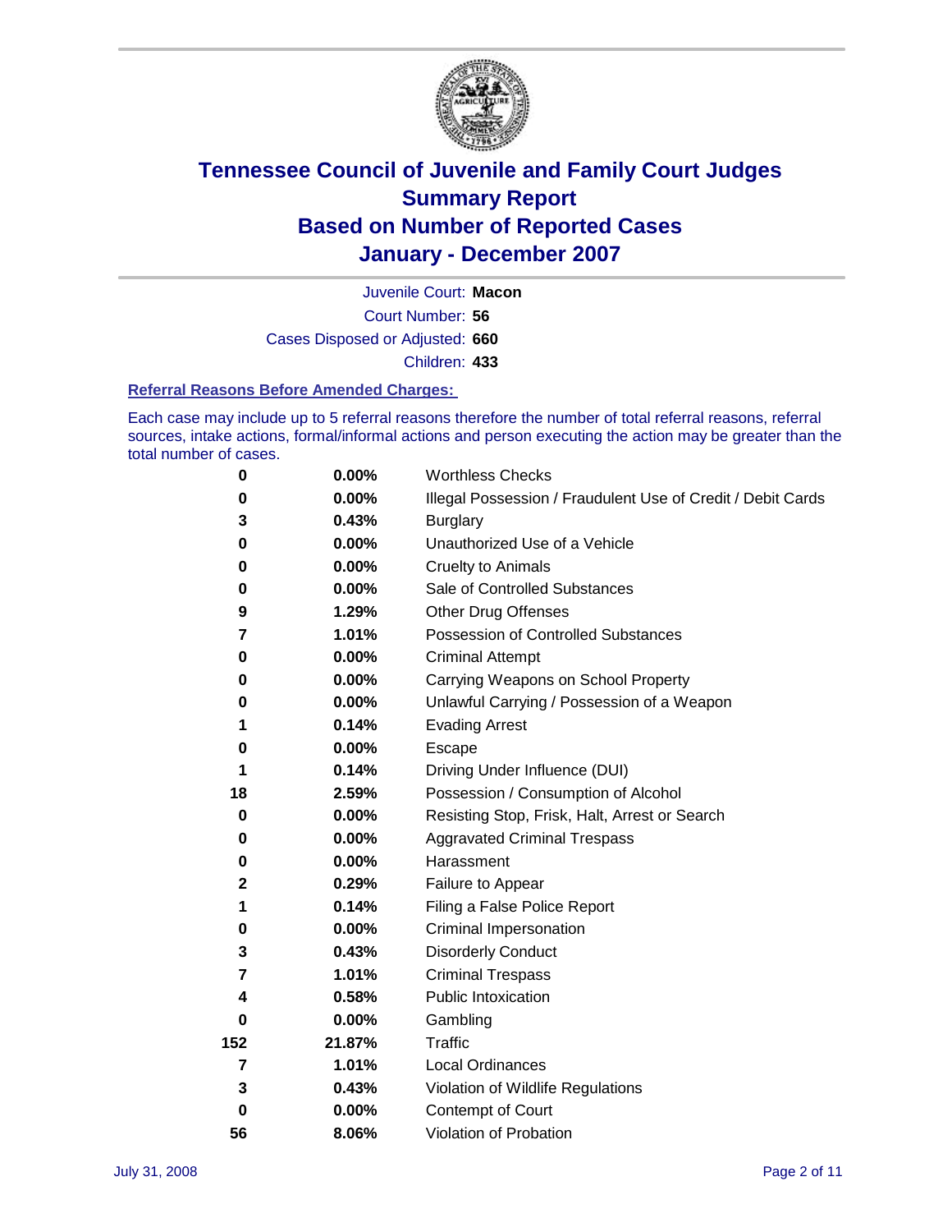# Tennessee Council of Juvenile and Family Court Judges
# Summary Report
# Based on Number of Reported Cases
# January - December 2007

Juvenile Court: **Macon**

Court Number: **56**

Cases Disposed or Adjusted: **660**

Children: **433**

### Referral Reasons Before Amended Charges:

Each case may include up to 5 referral reasons therefore the number of total referral reasons, referral sources, intake actions, formal/informal actions and person executing the action may be greater than the total number of cases.

| Count | Percent | Referral Reason |
|---|---|---|
| 0 | 0.00% | Worthless Checks |
| 0 | 0.00% | Illegal Possession / Fraudulent Use of Credit / Debit Cards |
| 3 | 0.43% | Burglary |
| 0 | 0.00% | Unauthorized Use of a Vehicle |
| 0 | 0.00% | Cruelty to Animals |
| 0 | 0.00% | Sale of Controlled Substances |
| 9 | 1.29% | Other Drug Offenses |
| 7 | 1.01% | Possession of Controlled Substances |
| 0 | 0.00% | Criminal Attempt |
| 0 | 0.00% | Carrying Weapons on School Property |
| 0 | 0.00% | Unlawful Carrying / Possession of a Weapon |
| 1 | 0.14% | Evading Arrest |
| 0 | 0.00% | Escape |
| 1 | 0.14% | Driving Under Influence (DUI) |
| 18 | 2.59% | Possession / Consumption of Alcohol |
| 0 | 0.00% | Resisting Stop, Frisk, Halt, Arrest or Search |
| 0 | 0.00% | Aggravated Criminal Trespass |
| 0 | 0.00% | Harassment |
| 2 | 0.29% | Failure to Appear |
| 1 | 0.14% | Filing a False Police Report |
| 0 | 0.00% | Criminal Impersonation |
| 3 | 0.43% | Disorderly Conduct |
| 7 | 1.01% | Criminal Trespass |
| 4 | 0.58% | Public Intoxication |
| 0 | 0.00% | Gambling |
| 152 | 21.87% | Traffic |
| 7 | 1.01% | Local Ordinances |
| 3 | 0.43% | Violation of Wildlife Regulations |
| 0 | 0.00% | Contempt of Court |
| 56 | 8.06% | Violation of Probation |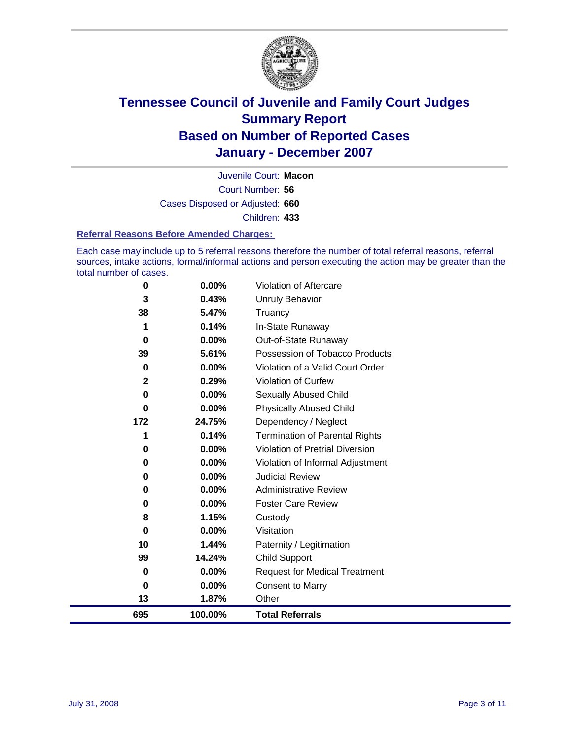# Tennessee Council of Juvenile and Family Court Judges
## Summary Report
## Based on Number of Reported Cases
## January - December 2007

Juvenile Court: **Macon**

Court Number: **56**

Cases Disposed or Adjusted: **660**

Children: **433**

### Referral Reasons Before Amended Charges:

Each case may include up to 5 referral reasons therefore the number of total referral reasons, referral sources, intake actions, formal/informal actions and person executing the action may be greater than the total number of cases.

| Count | Percent | Referral Reason |
|---|---|---|
| 0 | 0.00% | Violation of Aftercare |
| 3 | 0.43% | Unruly Behavior |
| 38 | 5.47% | Truancy |
| 1 | 0.14% | In-State Runaway |
| 0 | 0.00% | Out-of-State Runaway |
| 39 | 5.61% | Possession of Tobacco Products |
| 0 | 0.00% | Violation of a Valid Court Order |
| 2 | 0.29% | Violation of Curfew |
| 0 | 0.00% | Sexually Abused Child |
| 0 | 0.00% | Physically Abused Child |
| 172 | 24.75% | Dependency / Neglect |
| 1 | 0.14% | Termination of Parental Rights |
| 0 | 0.00% | Violation of Pretrial Diversion |
| 0 | 0.00% | Violation of Informal Adjustment |
| 0 | 0.00% | Judicial Review |
| 0 | 0.00% | Administrative Review |
| 0 | 0.00% | Foster Care Review |
| 8 | 1.15% | Custody |
| 0 | 0.00% | Visitation |
| 10 | 1.44% | Paternity / Legitimation |
| 99 | 14.24% | Child Support |
| 0 | 0.00% | Request for Medical Treatment |
| 0 | 0.00% | Consent to Marry |
| 13 | 1.87% | Other |
| **695** | **100.00%** | **Total Referrals** |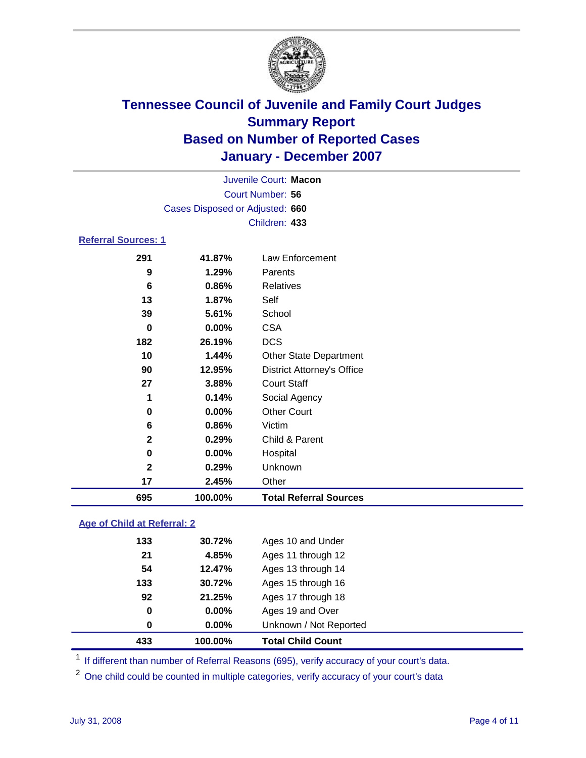# Tennessee Council of Juvenile and Family Court Judges
## Summary Report
## Based on Number of Reported Cases
## January - December 2007

Juvenile Court: **Macon**
Court Number: **56**
Cases Disposed or Adjusted: **660**
Children: **433**

### Referral Sources: 1

| | | |
|---|---|---|
| 291 | 41.87% | Law Enforcement |
| 9 | 1.29% | Parents |
| 6 | 0.86% | Relatives |
| 13 | 1.87% | Self |
| 39 | 5.61% | School |
| 0 | 0.00% | CSA |
| 182 | 26.19% | DCS |
| 10 | 1.44% | Other State Department |
| 90 | 12.95% | District Attorney's Office |
| 27 | 3.88% | Court Staff |
| 1 | 0.14% | Social Agency |
| 0 | 0.00% | Other Court |
| 6 | 0.86% | Victim |
| 2 | 0.29% | Child & Parent |
| 0 | 0.00% | Hospital |
| 2 | 0.29% | Unknown |
| 17 | 2.45% | Other |
| **695** | **100.00%** | **Total Referral Sources** |

### Age of Child at Referral: 2

| | | |
|---|---|---|
| 133 | 30.72% | Ages 10 and Under |
| 21 | 4.85% | Ages 11 through 12 |
| 54 | 12.47% | Ages 13 through 14 |
| 133 | 30.72% | Ages 15 through 16 |
| 92 | 21.25% | Ages 17 through 18 |
| 0 | 0.00% | Ages 19 and Over |
| 0 | 0.00% | Unknown / Not Reported |
| **433** | **100.00%** | **Total Child Count** |

[1] If different than number of Referral Reasons (695), verify accuracy of your court's data.

[2] One child could be counted in multiple categories, verify accuracy of your court's data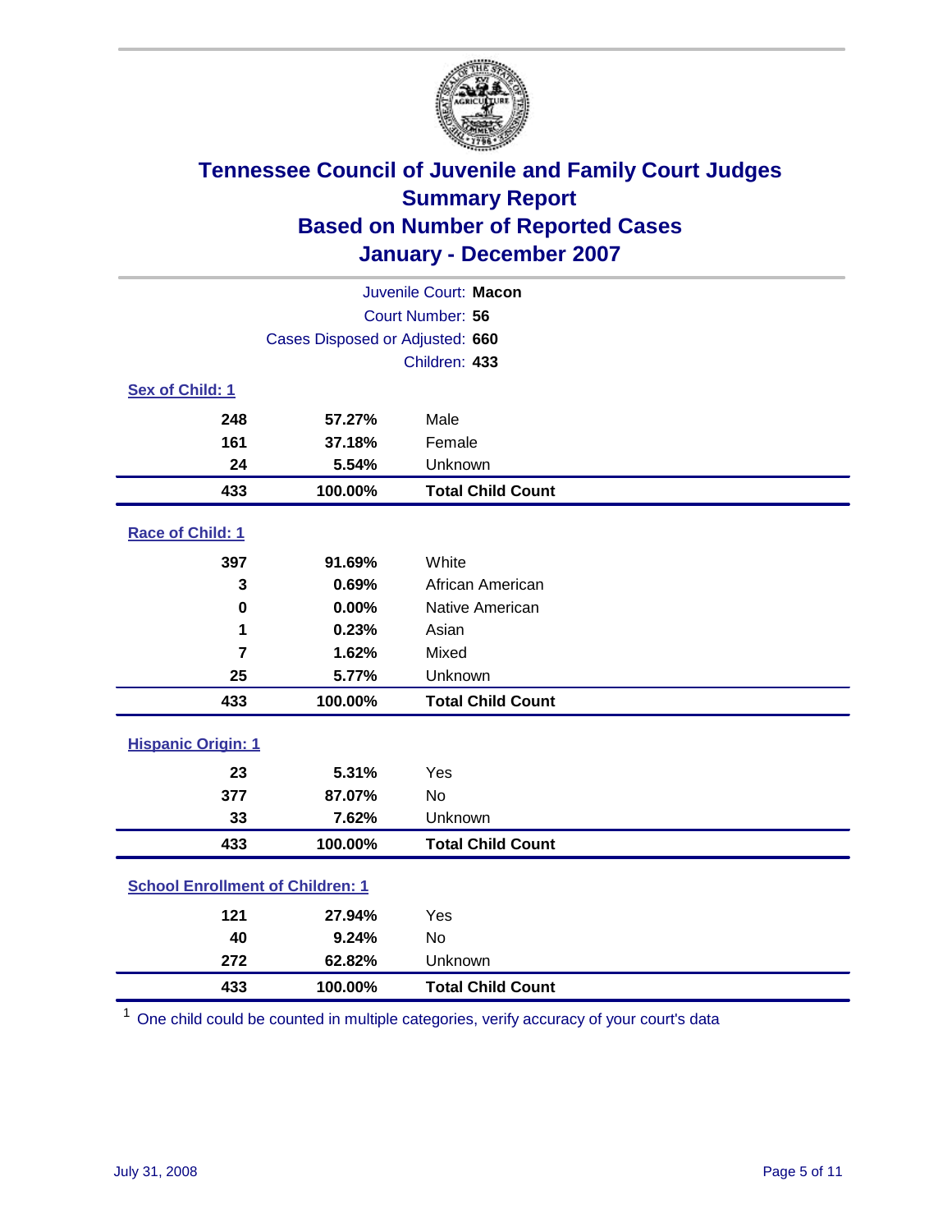# Tennessee Council of Juvenile and Family Court Judges
## Summary Report
## Based on Number of Reported Cases
## January - December 2007

Juvenile Court: **Macon**
Court Number: **56**
Cases Disposed or Adjusted: **660**
Children: **433**

### Sex of Child: 1

| Count | Percent | Category |
|---|---|---|
| 248 | 57.27% | Male |
| 161 | 37.18% | Female |
| 24 | 5.54% | Unknown |
| **433** | **100.00%** | **Total Child Count** |

### Race of Child: 1

| Count | Percent | Category |
|---|---|---|
| 397 | 91.69% | White |
| 3 | 0.69% | African American |
| 0 | 0.00% | Native American |
| 1 | 0.23% | Asian |
| 7 | 1.62% | Mixed |
| 25 | 5.77% | Unknown |
| **433** | **100.00%** | **Total Child Count** |

### Hispanic Origin: 1

| Count | Percent | Category |
|---|---|---|
| 23 | 5.31% | Yes |
| 377 | 87.07% | No |
| 33 | 7.62% | Unknown |
| **433** | **100.00%** | **Total Child Count** |

### School Enrollment of Children: 1

| Count | Percent | Category |
|---|---|---|
| 121 | 27.94% | Yes |
| 40 | 9.24% | No |
| 272 | 62.82% | Unknown |
| **433** | **100.00%** | **Total Child Count** |

[1] One child could be counted in multiple categories, verify accuracy of your court's data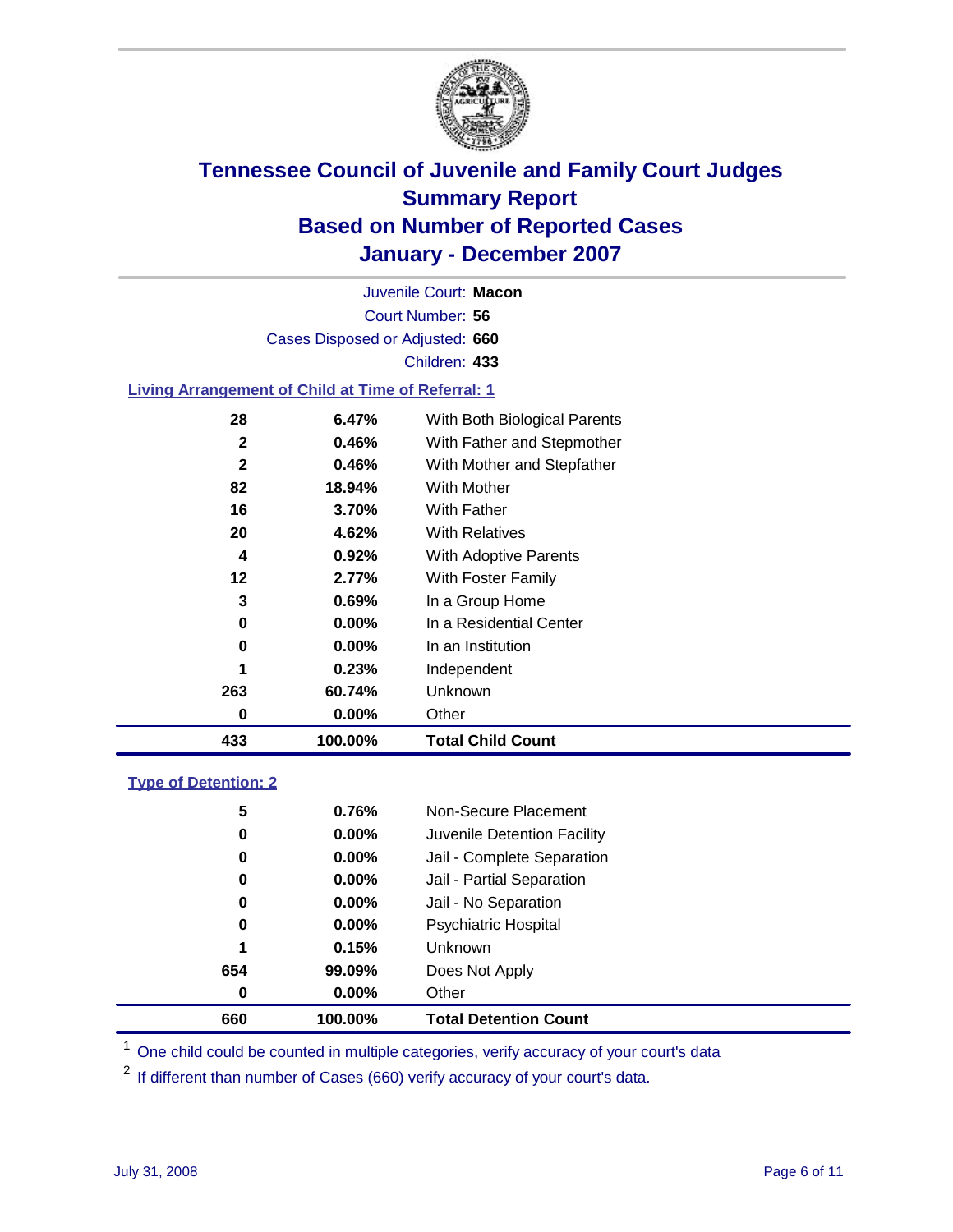# Tennessee Council of Juvenile and Family Court Judges
## Summary Report
## Based on Number of Reported Cases
## January - December 2007

Juvenile Court: **Macon**
Court Number: **56**
Cases Disposed or Adjusted: **660**
Children: **433**

### Living Arrangement of Child at Time of Referral: 1

| | | |
|---|---|---|
| 28 | 6.47% | With Both Biological Parents |
| 2 | 0.46% | With Father and Stepmother |
| 2 | 0.46% | With Mother and Stepfather |
| 82 | 18.94% | With Mother |
| 16 | 3.70% | With Father |
| 20 | 4.62% | With Relatives |
| 4 | 0.92% | With Adoptive Parents |
| 12 | 2.77% | With Foster Family |
| 3 | 0.69% | In a Group Home |
| 0 | 0.00% | In a Residential Center |
| 0 | 0.00% | In an Institution |
| 1 | 0.23% | Independent |
| 263 | 60.74% | Unknown |
| 0 | 0.00% | Other |
| **433** | **100.00%** | **Total Child Count** |

### Type of Detention: 2

| | | |
|---|---|---|
| 5 | 0.76% | Non-Secure Placement |
| 0 | 0.00% | Juvenile Detention Facility |
| 0 | 0.00% | Jail - Complete Separation |
| 0 | 0.00% | Jail - Partial Separation |
| 0 | 0.00% | Jail - No Separation |
| 0 | 0.00% | Psychiatric Hospital |
| 1 | 0.15% | Unknown |
| 654 | 99.09% | Does Not Apply |
| 0 | 0.00% | Other |
| **660** | **100.00%** | **Total Detention Count** |

[1] One child could be counted in multiple categories, verify accuracy of your court's data

[2] If different than number of Cases (660) verify accuracy of your court's data.

July 31, 2008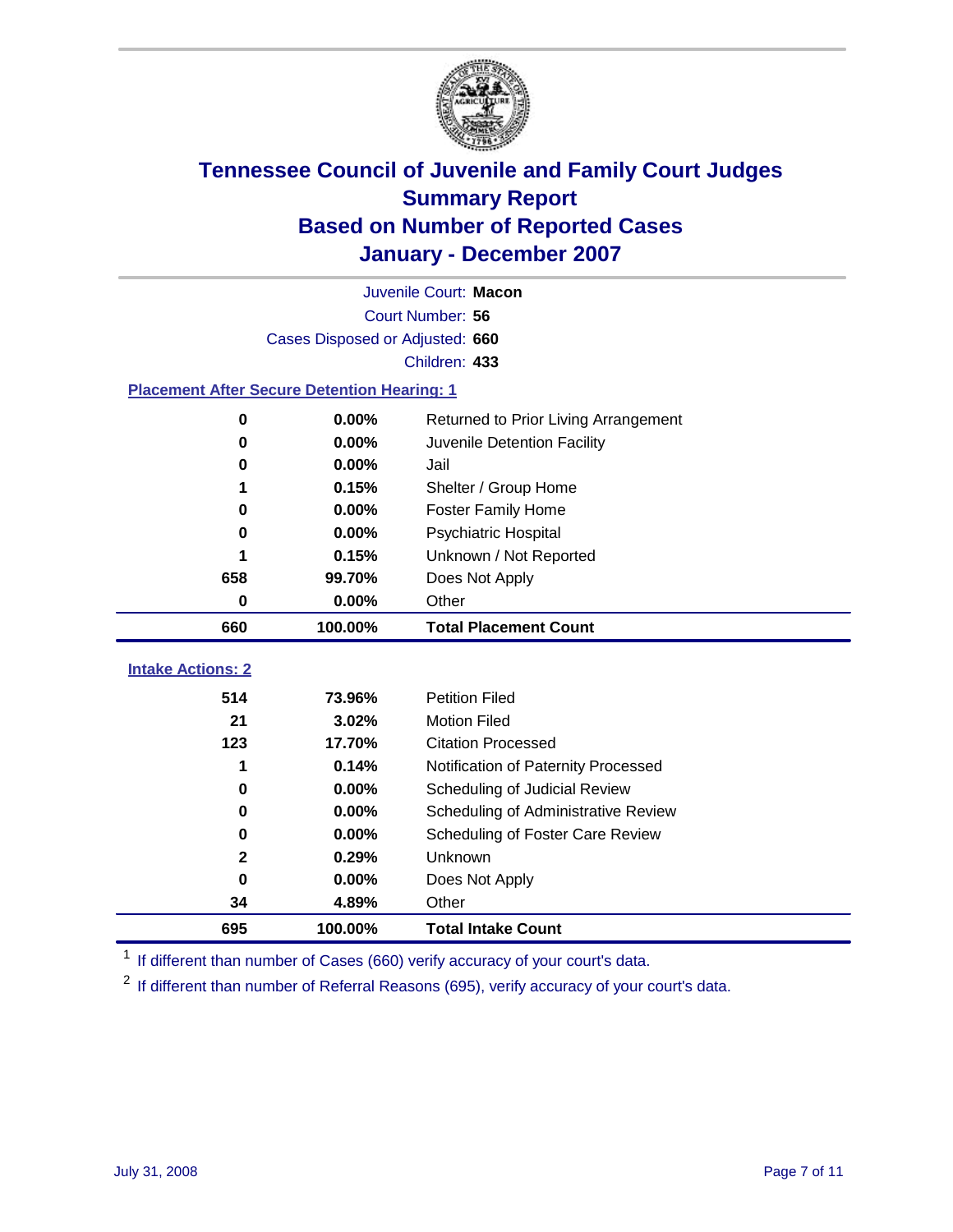# Tennessee Council of Juvenile and Family Court Judges
## Summary Report
## Based on Number of Reported Cases
## January - December 2007

Juvenile Court: **Macon**
Court Number: **56**
Cases Disposed or Adjusted: **660**
Children: **433**

### Placement After Secure Detention Hearing: 1

| | | |
|---|---|---|
| 0 | 0.00% | Returned to Prior Living Arrangement |
| 0 | 0.00% | Juvenile Detention Facility |
| 0 | 0.00% | Jail |
| 1 | 0.15% | Shelter / Group Home |
| 0 | 0.00% | Foster Family Home |
| 0 | 0.00% | Psychiatric Hospital |
| 1 | 0.15% | Unknown / Not Reported |
| 658 | 99.70% | Does Not Apply |
| 0 | 0.00% | Other |
| **660** | **100.00%** | **Total Placement Count** |

### Intake Actions: 2

| | | |
|---|---|---|
| 514 | 73.96% | Petition Filed |
| 21 | 3.02% | Motion Filed |
| 123 | 17.70% | Citation Processed |
| 1 | 0.14% | Notification of Paternity Processed |
| 0 | 0.00% | Scheduling of Judicial Review |
| 0 | 0.00% | Scheduling of Administrative Review |
| 0 | 0.00% | Scheduling of Foster Care Review |
| 2 | 0.29% | Unknown |
| 0 | 0.00% | Does Not Apply |
| 34 | 4.89% | Other |
| **695** | **100.00%** | **Total Intake Count** |

[1] If different than number of Cases (660) verify accuracy of your court's data.

[2] If different than number of Referral Reasons (695), verify accuracy of your court's data.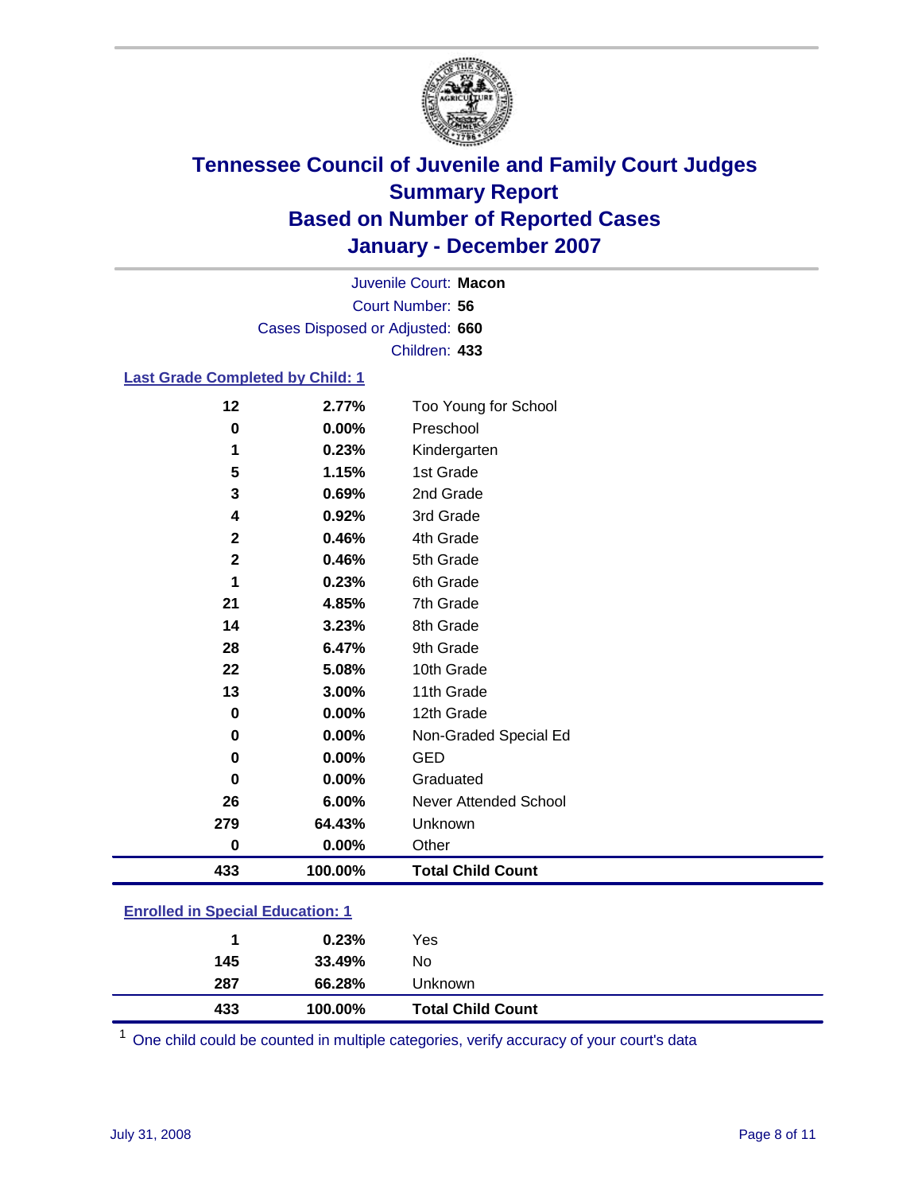# Tennessee Council of Juvenile and Family Court Judges
## Summary Report
## Based on Number of Reported Cases
## January - December 2007

Juvenile Court: **Macon**
Court Number: **56**
Cases Disposed or Adjusted: **660**
Children: **433**

### Last Grade Completed by Child: 1

| Count | Percent | Category |
|---|---|---|
| 12 | 2.77% | Too Young for School |
| 0 | 0.00% | Preschool |
| 1 | 0.23% | Kindergarten |
| 5 | 1.15% | 1st Grade |
| 3 | 0.69% | 2nd Grade |
| 4 | 0.92% | 3rd Grade |
| 2 | 0.46% | 4th Grade |
| 2 | 0.46% | 5th Grade |
| 1 | 0.23% | 6th Grade |
| 21 | 4.85% | 7th Grade |
| 14 | 3.23% | 8th Grade |
| 28 | 6.47% | 9th Grade |
| 22 | 5.08% | 10th Grade |
| 13 | 3.00% | 11th Grade |
| 0 | 0.00% | 12th Grade |
| 0 | 0.00% | Non-Graded Special Ed |
| 0 | 0.00% | GED |
| 0 | 0.00% | Graduated |
| 26 | 6.00% | Never Attended School |
| 279 | 64.43% | Unknown |
| 0 | 0.00% | Other |
| **433** | **100.00%** | **Total Child Count** |

### Enrolled in Special Education: 1

| Count | Percent | Category |
|---|---|---|
| 1 | 0.23% | Yes |
| 145 | 33.49% | No |
| 287 | 66.28% | Unknown |
| **433** | **100.00%** | **Total Child Count** |

[1] One child could be counted in multiple categories, verify accuracy of your court's data

July 31, 2008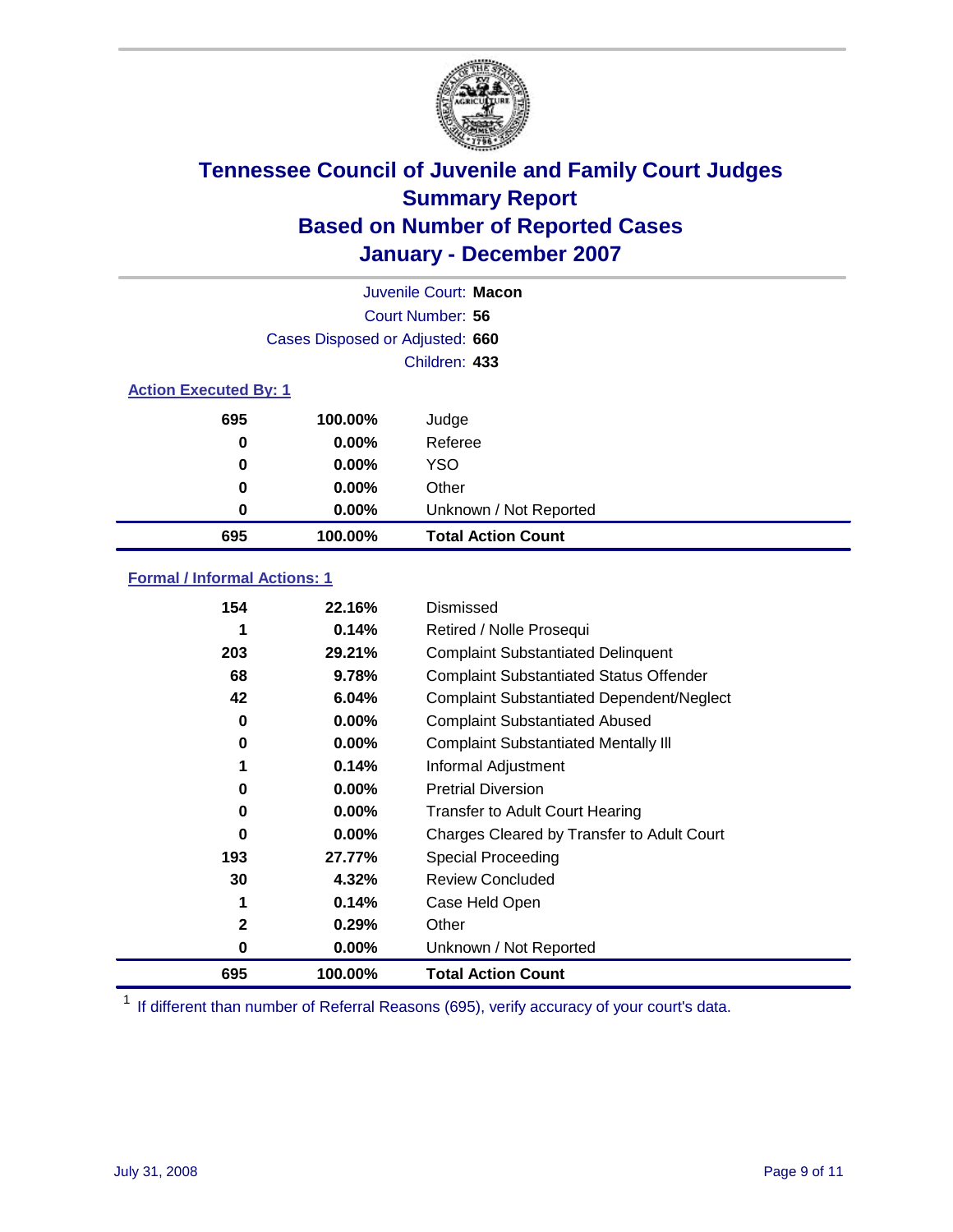# Tennessee Council of Juvenile and Family Court Judges
## Summary Report
## Based on Number of Reported Cases
## January - December 2007

Juvenile Court: **Macon**
Court Number: **56**
Cases Disposed or Adjusted: **660**
Children: **433**

### Action Executed By: 1

| | | |
|---|---|---|
| 695 | 100.00% | Judge |
| 0 | 0.00% | Referee |
| 0 | 0.00% | YSO |
| 0 | 0.00% | Other |
| 0 | 0.00% | Unknown / Not Reported |
| **695** | **100.00%** | **Total Action Count** |

### Formal / Informal Actions: 1

| | | |
|---|---|---|
| 154 | 22.16% | Dismissed |
| 1 | 0.14% | Retired / Nolle Prosequi |
| 203 | 29.21% | Complaint Substantiated Delinquent |
| 68 | 9.78% | Complaint Substantiated Status Offender |
| 42 | 6.04% | Complaint Substantiated Dependent/Neglect |
| 0 | 0.00% | Complaint Substantiated Abused |
| 0 | 0.00% | Complaint Substantiated Mentally Ill |
| 1 | 0.14% | Informal Adjustment |
| 0 | 0.00% | Pretrial Diversion |
| 0 | 0.00% | Transfer to Adult Court Hearing |
| 0 | 0.00% | Charges Cleared by Transfer to Adult Court |
| 193 | 27.77% | Special Proceeding |
| 30 | 4.32% | Review Concluded |
| 1 | 0.14% | Case Held Open |
| 2 | 0.29% | Other |
| 0 | 0.00% | Unknown / Not Reported |
| **695** | **100.00%** | **Total Action Count** |

[1] If different than number of Referral Reasons (695), verify accuracy of your court's data.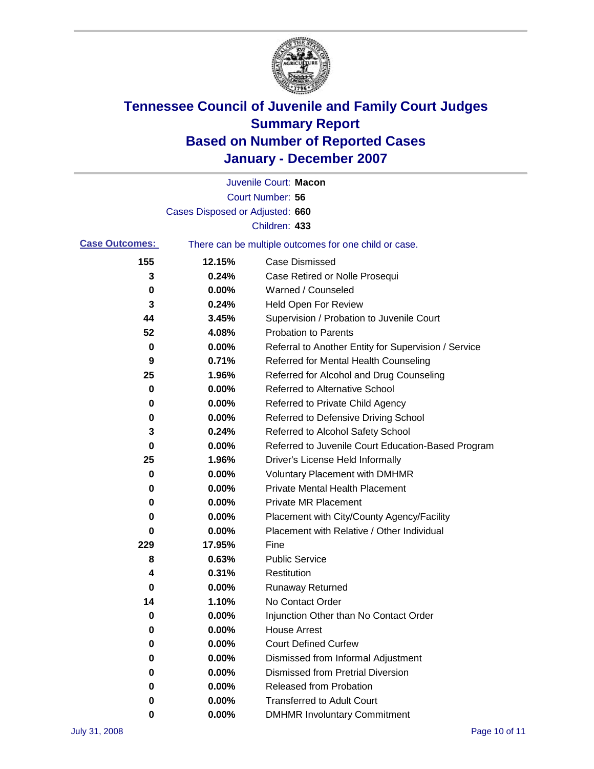# Tennessee Council of Juvenile and Family Court Judges
## Summary Report
## Based on Number of Reported Cases
## January - December 2007

Juvenile Court: **Macon**
Court Number: **56**
Cases Disposed or Adjusted: **660**
Children: **433**

**Case Outcomes:** There can be multiple outcomes for one child or case.

| | | |
|---|---|---|
| 155 | 12.15% | Case Dismissed |
| 3 | 0.24% | Case Retired or Nolle Prosequi |
| 0 | 0.00% | Warned / Counseled |
| 3 | 0.24% | Held Open For Review |
| 44 | 3.45% | Supervision / Probation to Juvenile Court |
| 52 | 4.08% | Probation to Parents |
| 0 | 0.00% | Referral to Another Entity for Supervision / Service |
| 9 | 0.71% | Referred for Mental Health Counseling |
| 25 | 1.96% | Referred for Alcohol and Drug Counseling |
| 0 | 0.00% | Referred to Alternative School |
| 0 | 0.00% | Referred to Private Child Agency |
| 0 | 0.00% | Referred to Defensive Driving School |
| 3 | 0.24% | Referred to Alcohol Safety School |
| 0 | 0.00% | Referred to Juvenile Court Education-Based Program |
| 25 | 1.96% | Driver's License Held Informally |
| 0 | 0.00% | Voluntary Placement with DMHMR |
| 0 | 0.00% | Private Mental Health Placement |
| 0 | 0.00% | Private MR Placement |
| 0 | 0.00% | Placement with City/County Agency/Facility |
| 0 | 0.00% | Placement with Relative / Other Individual |
| 229 | 17.95% | Fine |
| 8 | 0.63% | Public Service |
| 4 | 0.31% | Restitution |
| 0 | 0.00% | Runaway Returned |
| 14 | 1.10% | No Contact Order |
| 0 | 0.00% | Injunction Other than No Contact Order |
| 0 | 0.00% | House Arrest |
| 0 | 0.00% | Court Defined Curfew |
| 0 | 0.00% | Dismissed from Informal Adjustment |
| 0 | 0.00% | Dismissed from Pretrial Diversion |
| 0 | 0.00% | Released from Probation |
| 0 | 0.00% | Transferred to Adult Court |
| 0 | 0.00% | DMHMR Involuntary Commitment |

July 31, 2008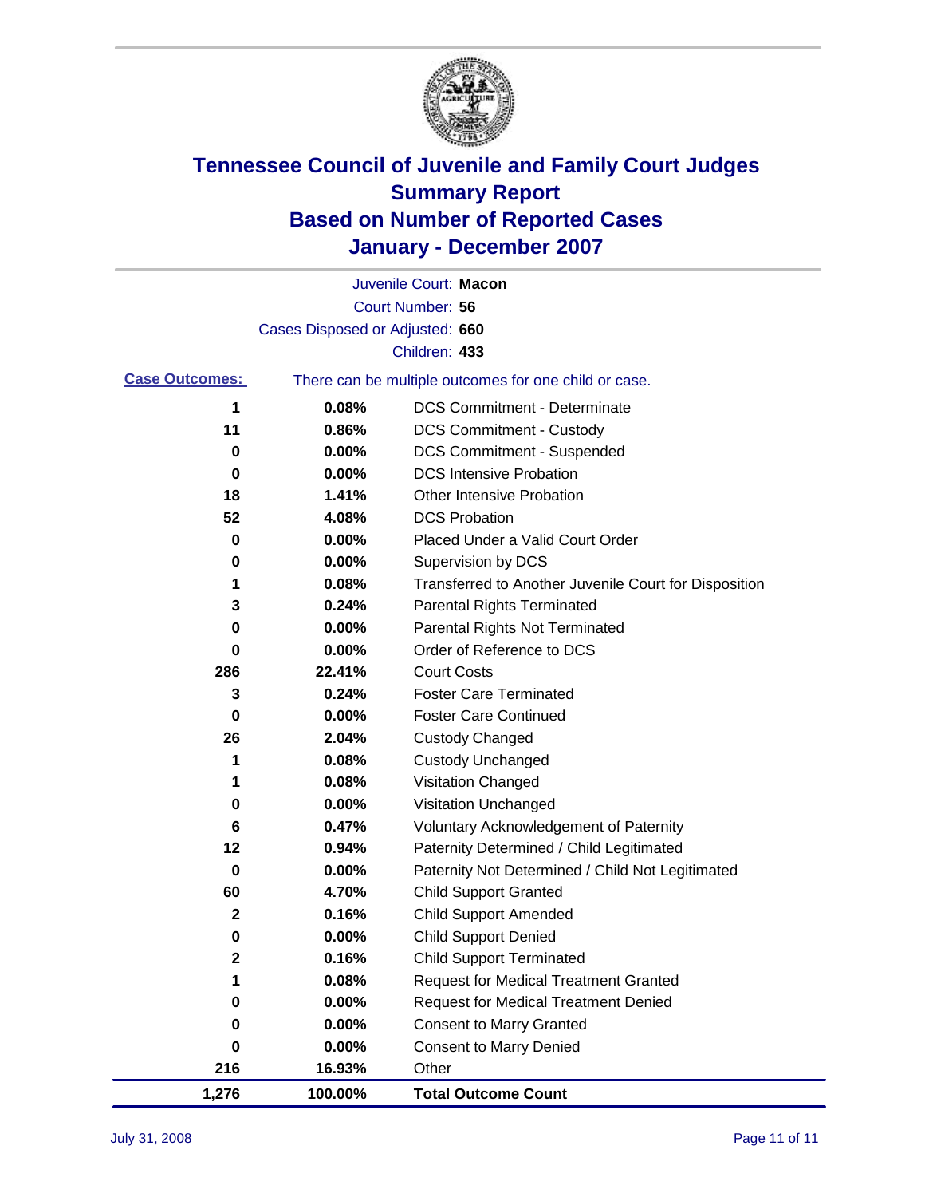# Tennessee Council of Juvenile and Family Court Judges
# Summary Report
# Based on Number of Reported Cases
# January - December 2007

Juvenile Court: **Macon**

Court Number: **56**

Cases Disposed or Adjusted: **660**

Children: **433**

**Case Outcomes:** There can be multiple outcomes for one child or case.

| | | |
|---|---|---|
| 1 | 0.08% | DCS Commitment - Determinate |
| 11 | 0.86% | DCS Commitment - Custody |
| 0 | 0.00% | DCS Commitment - Suspended |
| 0 | 0.00% | DCS Intensive Probation |
| 18 | 1.41% | Other Intensive Probation |
| 52 | 4.08% | DCS Probation |
| 0 | 0.00% | Placed Under a Valid Court Order |
| 0 | 0.00% | Supervision by DCS |
| 1 | 0.08% | Transferred to Another Juvenile Court for Disposition |
| 3 | 0.24% | Parental Rights Terminated |
| 0 | 0.00% | Parental Rights Not Terminated |
| 0 | 0.00% | Order of Reference to DCS |
| 286 | 22.41% | Court Costs |
| 3 | 0.24% | Foster Care Terminated |
| 0 | 0.00% | Foster Care Continued |
| 26 | 2.04% | Custody Changed |
| 1 | 0.08% | Custody Unchanged |
| 1 | 0.08% | Visitation Changed |
| 0 | 0.00% | Visitation Unchanged |
| 6 | 0.47% | Voluntary Acknowledgement of Paternity |
| 12 | 0.94% | Paternity Determined / Child Legitimated |
| 0 | 0.00% | Paternity Not Determined / Child Not Legitimated |
| 60 | 4.70% | Child Support Granted |
| 2 | 0.16% | Child Support Amended |
| 0 | 0.00% | Child Support Denied |
| 2 | 0.16% | Child Support Terminated |
| 1 | 0.08% | Request for Medical Treatment Granted |
| 0 | 0.00% | Request for Medical Treatment Denied |
| 0 | 0.00% | Consent to Marry Granted |
| 0 | 0.00% | Consent to Marry Denied |
| 216 | 16.93% | Other |
| **1,276** | **100.00%** | **Total Outcome Count** |